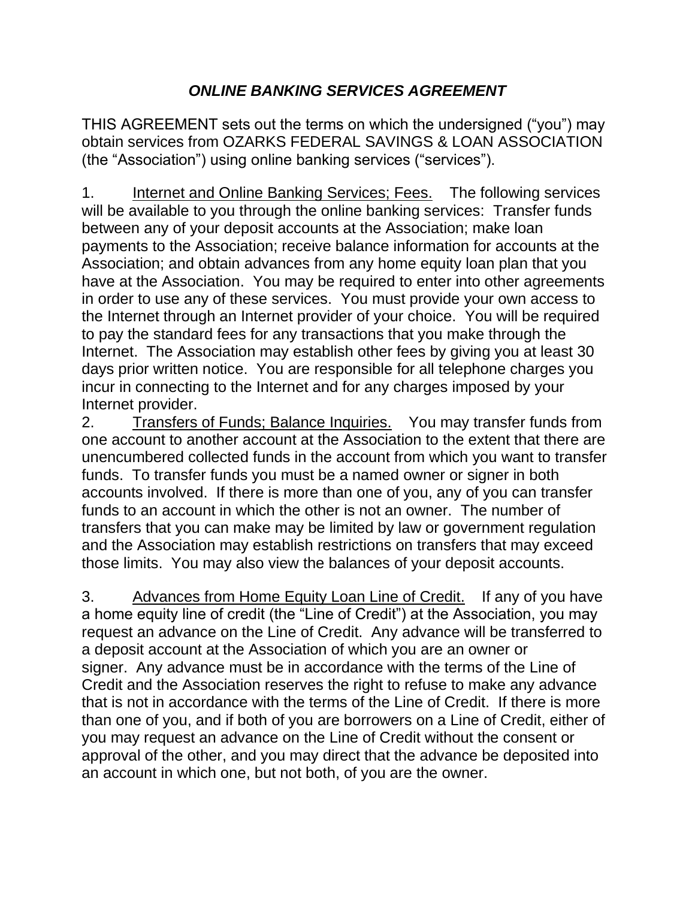# *ONLINE BANKING SERVICES AGREEMENT*

THIS AGREEMENT sets out the terms on which the undersigned ("you") may obtain services from OZARKS FEDERAL SAVINGS & LOAN ASSOCIATION (the "Association") using online banking services ("services").

1. Internet and Online Banking Services; Fees. The following services will be available to you through the online banking services: Transfer funds between any of your deposit accounts at the Association; make loan payments to the Association; receive balance information for accounts at the Association; and obtain advances from any home equity loan plan that you have at the Association. You may be required to enter into other agreements in order to use any of these services. You must provide your own access to the Internet through an Internet provider of your choice. You will be required to pay the standard fees for any transactions that you make through the Internet. The Association may establish other fees by giving you at least 30 days prior written notice. You are responsible for all telephone charges you incur in connecting to the Internet and for any charges imposed by your Internet provider.

2. Transfers of Funds; Balance Inquiries. You may transfer funds from one account to another account at the Association to the extent that there are unencumbered collected funds in the account from which you want to transfer funds. To transfer funds you must be a named owner or signer in both accounts involved. If there is more than one of you, any of you can transfer funds to an account in which the other is not an owner. The number of transfers that you can make may be limited by law or government regulation and the Association may establish restrictions on transfers that may exceed those limits. You may also view the balances of your deposit accounts.

3. Advances from Home Equity Loan Line of Credit. If any of you have a home equity line of credit (the "Line of Credit") at the Association, you may request an advance on the Line of Credit. Any advance will be transferred to a deposit account at the Association of which you are an owner or signer. Any advance must be in accordance with the terms of the Line of Credit and the Association reserves the right to refuse to make any advance that is not in accordance with the terms of the Line of Credit. If there is more than one of you, and if both of you are borrowers on a Line of Credit, either of you may request an advance on the Line of Credit without the consent or approval of the other, and you may direct that the advance be deposited into an account in which one, but not both, of you are the owner.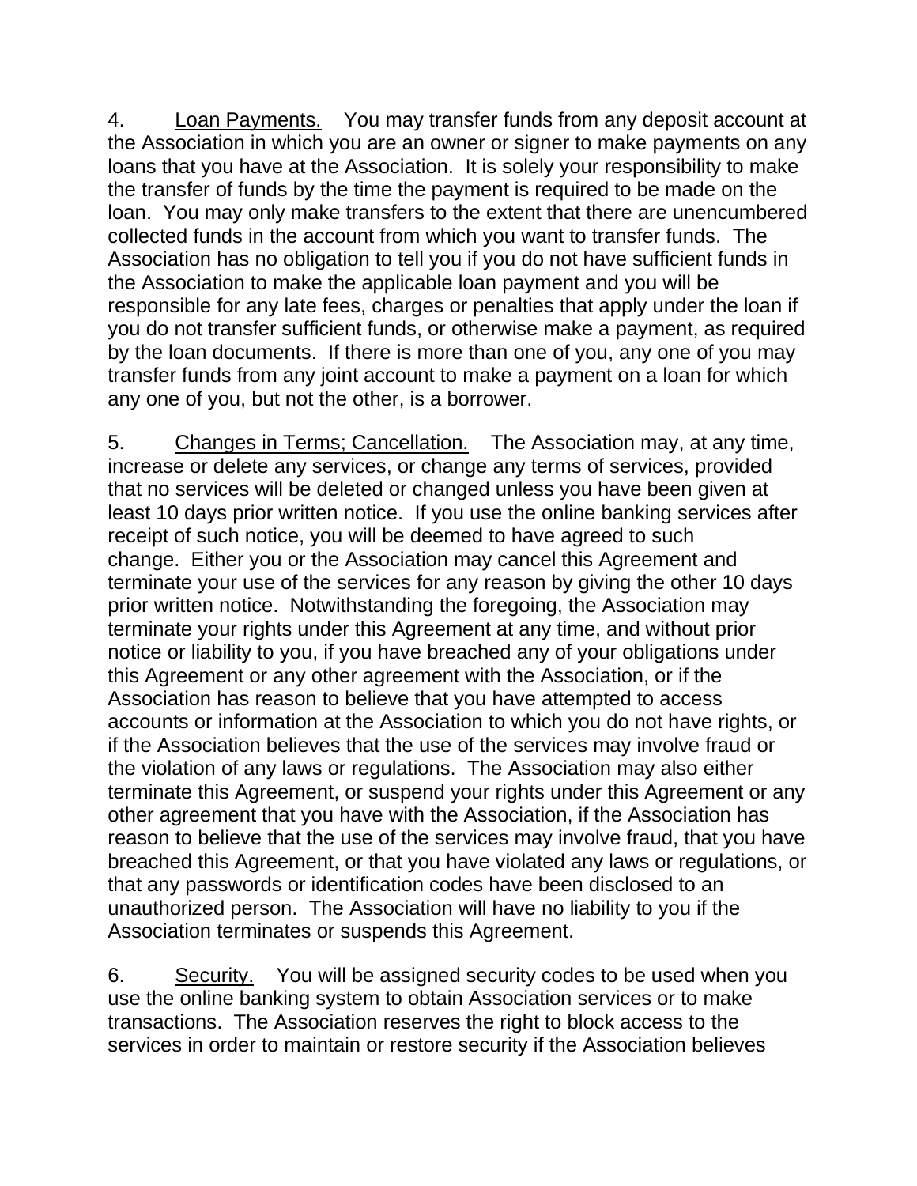4. Loan Payments. You may transfer funds from any deposit account at the Association in which you are an owner or signer to make payments on any loans that you have at the Association. It is solely your responsibility to make the transfer of funds by the time the payment is required to be made on the loan. You may only make transfers to the extent that there are unencumbered collected funds in the account from which you want to transfer funds. The Association has no obligation to tell you if you do not have sufficient funds in the Association to make the applicable loan payment and you will be responsible for any late fees, charges or penalties that apply under the loan if you do not transfer sufficient funds, or otherwise make a payment, as required by the loan documents. If there is more than one of you, any one of you may transfer funds from any joint account to make a payment on a loan for which any one of you, but not the other, is a borrower.

5. Changes in Terms; Cancellation. The Association may, at any time, increase or delete any services, or change any terms of services, provided that no services will be deleted or changed unless you have been given at least 10 days prior written notice. If you use the online banking services after receipt of such notice, you will be deemed to have agreed to such change. Either you or the Association may cancel this Agreement and terminate your use of the services for any reason by giving the other 10 days prior written notice. Notwithstanding the foregoing, the Association may terminate your rights under this Agreement at any time, and without prior notice or liability to you, if you have breached any of your obligations under this Agreement or any other agreement with the Association, or if the Association has reason to believe that you have attempted to access accounts or information at the Association to which you do not have rights, or if the Association believes that the use of the services may involve fraud or the violation of any laws or regulations. The Association may also either terminate this Agreement, or suspend your rights under this Agreement or any other agreement that you have with the Association, if the Association has reason to believe that the use of the services may involve fraud, that you have breached this Agreement, or that you have violated any laws or regulations, or that any passwords or identification codes have been disclosed to an unauthorized person. The Association will have no liability to you if the Association terminates or suspends this Agreement.

6. Security. You will be assigned security codes to be used when you use the online banking system to obtain Association services or to make transactions. The Association reserves the right to block access to the services in order to maintain or restore security if the Association believes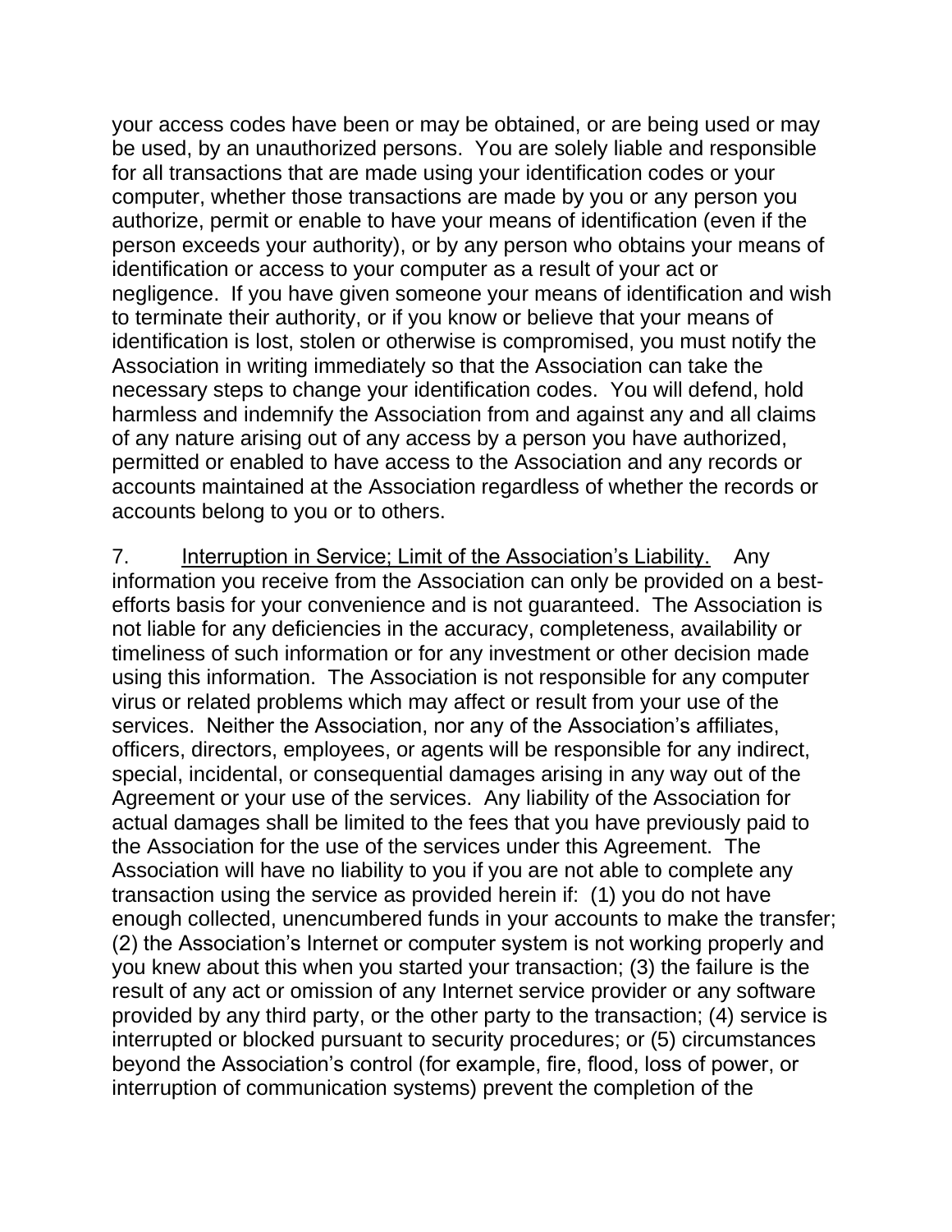your access codes have been or may be obtained, or are being used or may be used, by an unauthorized persons. You are solely liable and responsible for all transactions that are made using your identification codes or your computer, whether those transactions are made by you or any person you authorize, permit or enable to have your means of identification (even if the person exceeds your authority), or by any person who obtains your means of identification or access to your computer as a result of your act or negligence. If you have given someone your means of identification and wish to terminate their authority, or if you know or believe that your means of identification is lost, stolen or otherwise is compromised, you must notify the Association in writing immediately so that the Association can take the necessary steps to change your identification codes. You will defend, hold harmless and indemnify the Association from and against any and all claims of any nature arising out of any access by a person you have authorized, permitted or enabled to have access to the Association and any records or accounts maintained at the Association regardless of whether the records or accounts belong to you or to others.

7. Interruption in Service; Limit of the Association's Liability. Any information you receive from the Association can only be provided on a best-efforts basis for your convenience and is not guaranteed. The Association is not liable for any deficiencies in the accuracy, completeness, availability or timeliness of such information or for any investment or other decision made using this information. The Association is not responsible for any computer virus or related problems which may affect or result from your use of the services. Neither the Association, nor any of the Association's affiliates, officers, directors, employees, or agents will be responsible for any indirect, special, incidental, or consequential damages arising in any way out of the Agreement or your use of the services. Any liability of the Association for actual damages shall be limited to the fees that you have previously paid to the Association for the use of the services under this Agreement. The Association will have no liability to you if you are not able to complete any transaction using the service as provided herein if: (1) you do not have enough collected, unencumbered funds in your accounts to make the transfer; (2) the Association's Internet or computer system is not working properly and you knew about this when you started your transaction; (3) the failure is the result of any act or omission of any Internet service provider or any software provided by any third party, or the other party to the transaction; (4) service is interrupted or blocked pursuant to security procedures; or (5) circumstances beyond the Association's control (for example, fire, flood, loss of power, or interruption of communication systems) prevent the completion of the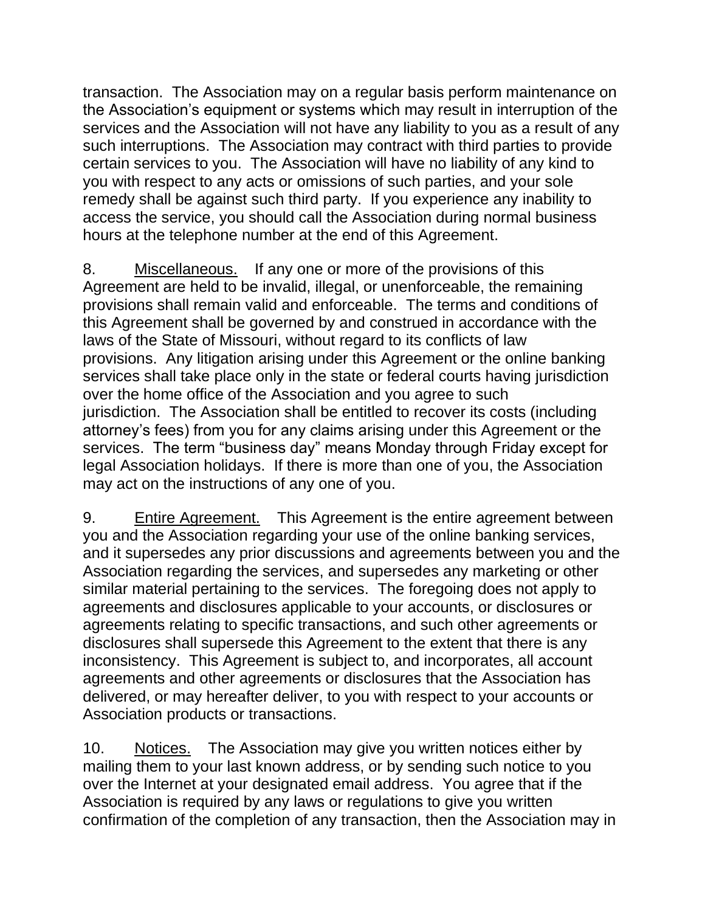transaction. The Association may on a regular basis perform maintenance on the Association's equipment or systems which may result in interruption of the services and the Association will not have any liability to you as a result of any such interruptions. The Association may contract with third parties to provide certain services to you. The Association will have no liability of any kind to you with respect to any acts or omissions of such parties, and your sole remedy shall be against such third party. If you experience any inability to access the service, you should call the Association during normal business hours at the telephone number at the end of this Agreement.

8. Miscellaneous. If any one or more of the provisions of this Agreement are held to be invalid, illegal, or unenforceable, the remaining provisions shall remain valid and enforceable. The terms and conditions of this Agreement shall be governed by and construed in accordance with the laws of the State of Missouri, without regard to its conflicts of law provisions. Any litigation arising under this Agreement or the online banking services shall take place only in the state or federal courts having jurisdiction over the home office of the Association and you agree to such jurisdiction. The Association shall be entitled to recover its costs (including attorney's fees) from you for any claims arising under this Agreement or the services. The term "business day" means Monday through Friday except for legal Association holidays. If there is more than one of you, the Association may act on the instructions of any one of you.

9. Entire Agreement. This Agreement is the entire agreement between you and the Association regarding your use of the online banking services, and it supersedes any prior discussions and agreements between you and the Association regarding the services, and supersedes any marketing or other similar material pertaining to the services. The foregoing does not apply to agreements and disclosures applicable to your accounts, or disclosures or agreements relating to specific transactions, and such other agreements or disclosures shall supersede this Agreement to the extent that there is any inconsistency. This Agreement is subject to, and incorporates, all account agreements and other agreements or disclosures that the Association has delivered, or may hereafter deliver, to you with respect to your accounts or Association products or transactions.

10. Notices. The Association may give you written notices either by mailing them to your last known address, or by sending such notice to you over the Internet at your designated email address. You agree that if the Association is required by any laws or regulations to give you written confirmation of the completion of any transaction, then the Association may in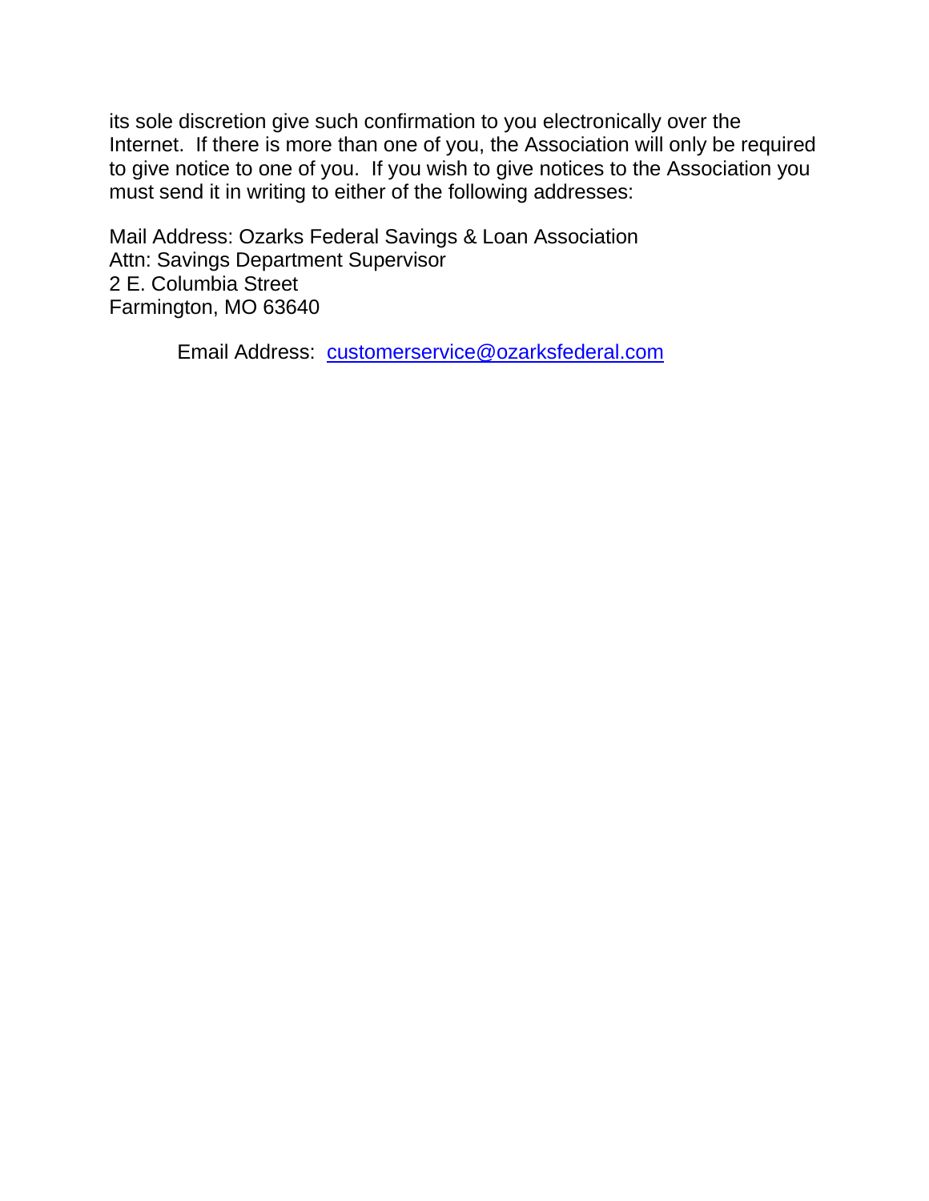its sole discretion give such confirmation to you electronically over the Internet. If there is more than one of you, the Association will only be required to give notice to one of you. If you wish to give notices to the Association you must send it in writing to either of the following addresses:

Mail Address: Ozarks Federal Savings & Loan Association
Attn: Savings Department Supervisor
2 E. Columbia Street
Farmington, MO 63640

Email Address: customerservice@ozarksfederal.com